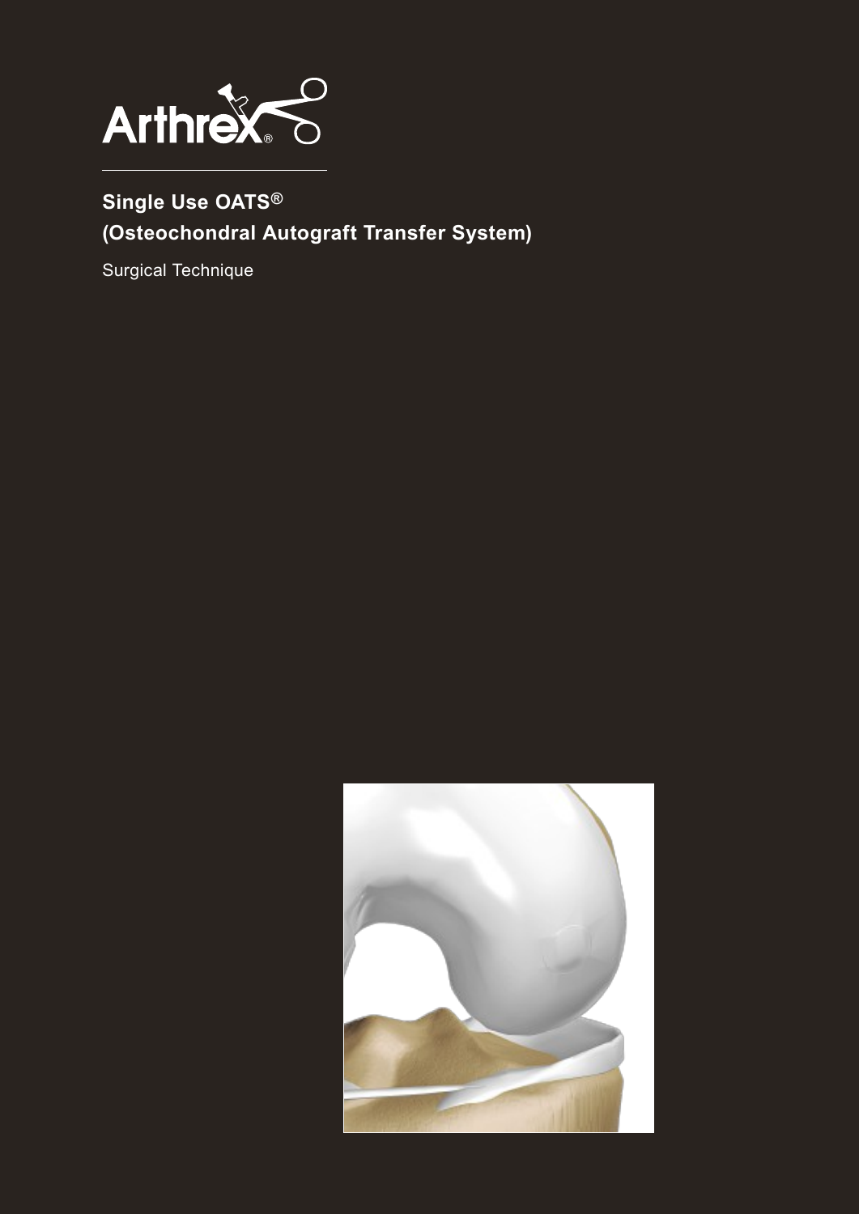Arthrex®

# Single Use OATS® (Osteochondral Autograft Transfer System)

Surgical Technique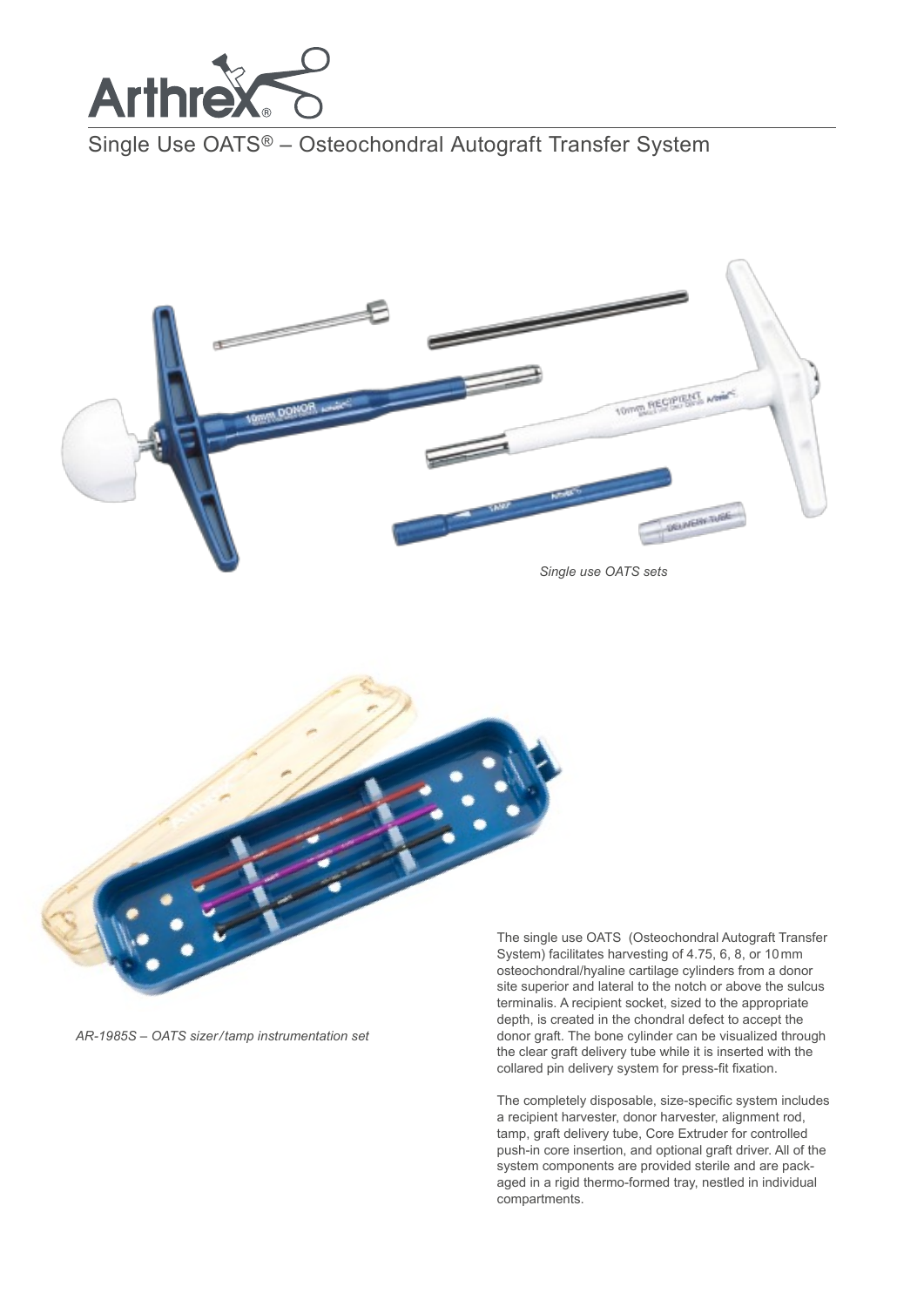# Single Use OATS® – Osteochondral Autograft Transfer System

*Single use OATS sets*

*AR-1985S – OATS sizer/tamp instrumentation set*

The single use OATS (Osteochondral Autograft Transfer System) facilitates harvesting of 4.75, 6, 8, or 10 mm osteochondral/hyaline cartilage cylinders from a donor site superior and lateral to the notch or above the sulcus terminalis. A recipient socket, sized to the appropriate depth, is created in the chondral defect to accept the donor graft. The bone cylinder can be visualized through the clear graft delivery tube while it is inserted with the collared pin delivery system for press-fit fixation.

The completely disposable, size-specific system includes a recipient harvester, donor harvester, alignment rod, tamp, graft delivery tube, Core Extruder for controlled push-in core insertion, and optional graft driver. All of the system components are provided sterile and are packaged in a rigid thermo-formed tray, nestled in individual compartments.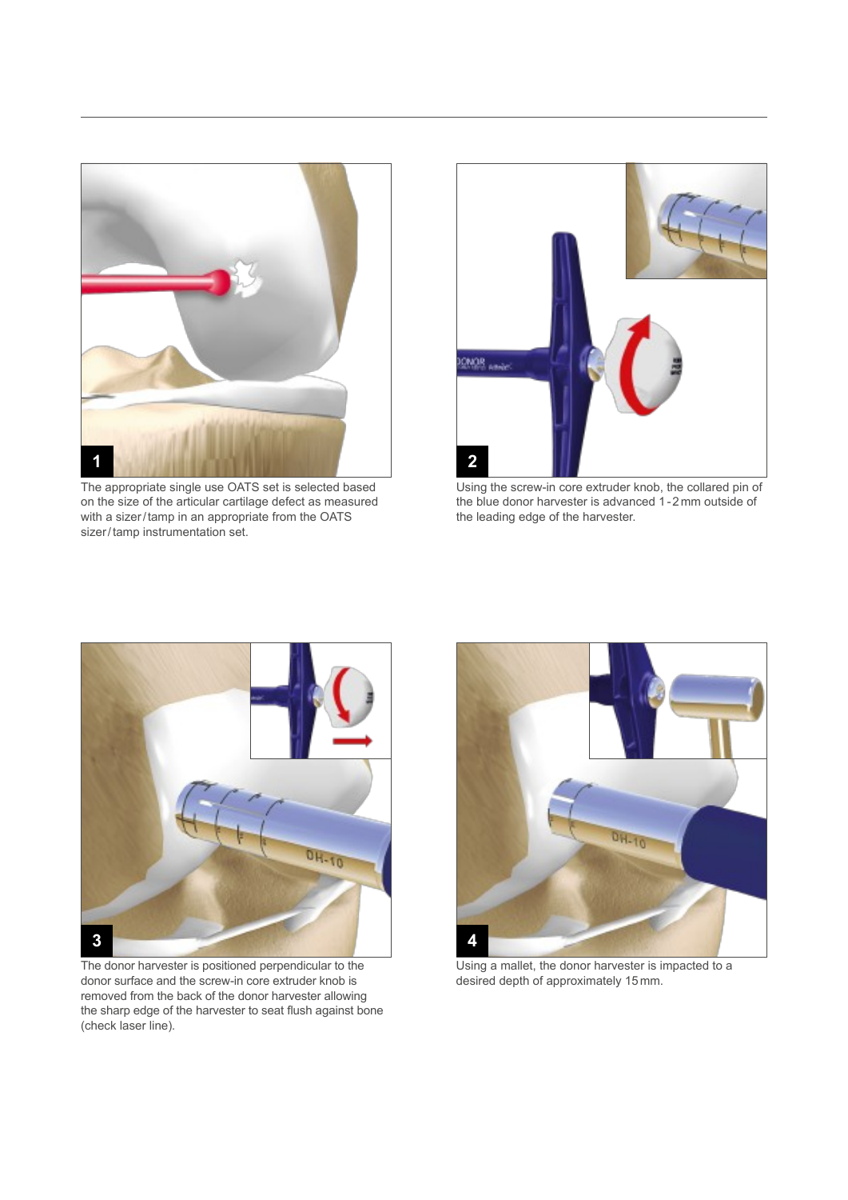1

The appropriate single use OATS set is selected based on the size of the articular cartilage defect as measured with a sizer / tamp in an appropriate from the OATS sizer / tamp instrumentation set.

2

Using the screw-in core extruder knob, the collared pin of the blue donor harvester is advanced 1 - 2 mm outside of the leading edge of the harvester.

3

The donor harvester is positioned perpendicular to the donor surface and the screw-in core extruder knob is removed from the back of the donor harvester allowing the sharp edge of the harvester to seat flush against bone (check laser line).

4

Using a mallet, the donor harvester is impacted to a desired depth of approximately 15 mm.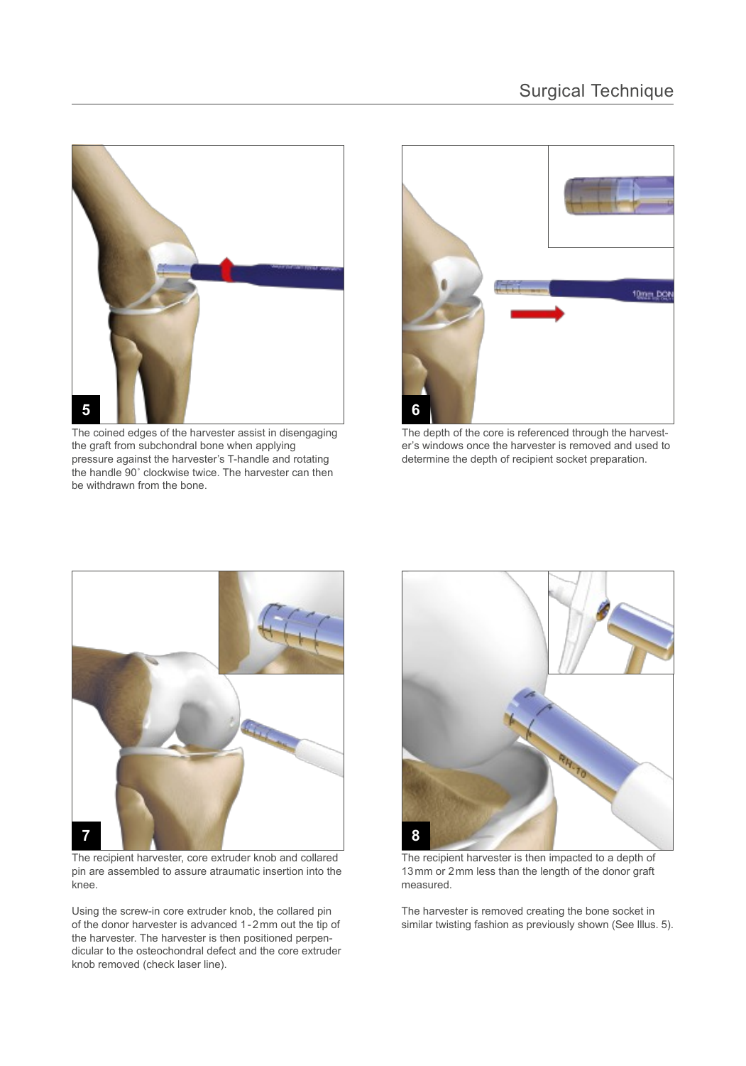## Surgical Technique

**5**

The coined edges of the harvester assist in disengaging the graft from subchondral bone when applying pressure against the harvester's T-handle and rotating the handle 90˚ clockwise twice. The harvester can then be withdrawn from the bone.

**6**

The depth of the core is referenced through the harvester's windows once the harvester is removed and used to determine the depth of recipient socket preparation.

**7**

The recipient harvester, core extruder knob and collared pin are assembled to assure atraumatic insertion into the knee.

Using the screw-in core extruder knob, the collared pin of the donor harvester is advanced 1-2 mm out the tip of the harvester. The harvester is then positioned perpendicular to the osteochondral defect and the core extruder knob removed (check laser line).

**8**

The recipient harvester is then impacted to a depth of 13 mm or 2 mm less than the length of the donor graft measured.

The harvester is removed creating the bone socket in similar twisting fashion as previously shown (See Illus. 5).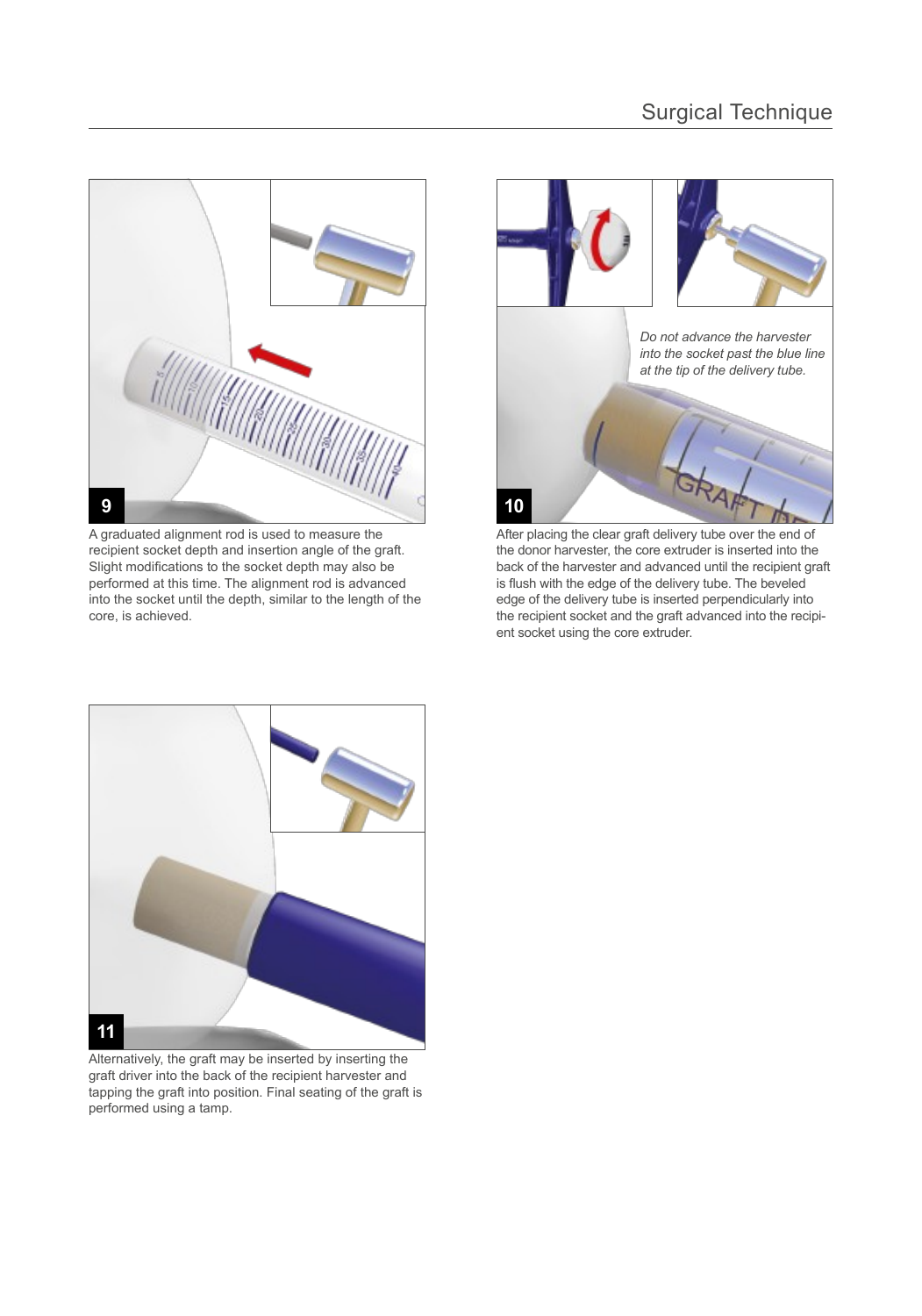A graduated alignment rod is used to measure the recipient socket depth and insertion angle of the graft. Slight modifications to the socket depth may also be performed at this time. The alignment rod is advanced into the socket until the depth, similar to the length of the core, is achieved.

*Do not advance the harvester into the socket past the blue line at the tip of the delivery tube.*

After placing the clear graft delivery tube over the end of the donor harvester, the core extruder is inserted into the back of the harvester and advanced until the recipient graft is flush with the edge of the delivery tube. The beveled edge of the delivery tube is inserted perpendicularly into the recipient socket and the graft advanced into the recipient socket using the core extruder.

Alternatively, the graft may be inserted by inserting the graft driver into the back of the recipient harvester and tapping the graft into position. Final seating of the graft is performed using a tamp.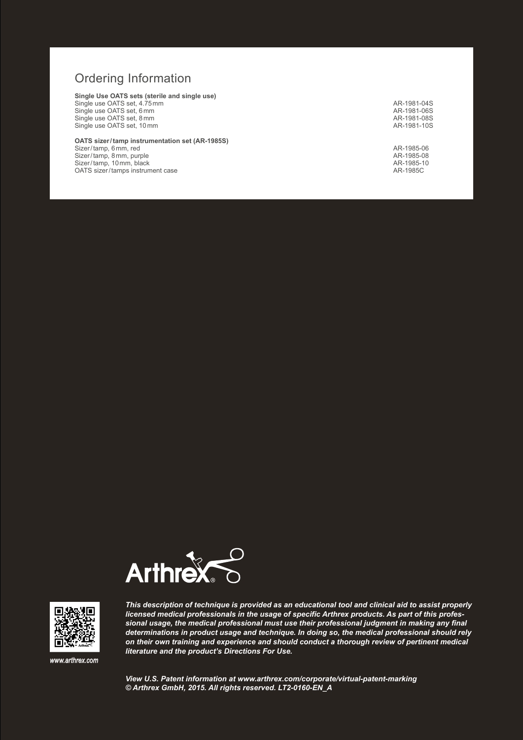## Ordering Information

**Single Use OATS sets (sterile and single use)**

| | |
|---|---|
| Single use OATS set, 4.75 mm | AR-1981-04S |
| Single use OATS set, 6 mm | AR-1981-06S |
| Single use OATS set, 8 mm | AR-1981-08S |
| Single use OATS set, 10 mm | AR-1981-10S |

**OATS sizer / tamp instrumentation set (AR-1985S)**

| | |
|---|---|
| Sizer / tamp, 6 mm, red | AR-1985-06 |
| Sizer / tamp, 8 mm, purple | AR-1985-08 |
| Sizer / tamp, 10 mm, black | AR-1985-10 |
| OATS sizer / tamps instrument case | AR-1985C |

Arthrex®

*www.arthrex.com*

***This description of technique is provided as an educational tool and clinical aid to assist properly licensed medical professionals in the usage of specific Arthrex products. As part of this professional usage, the medical professional must use their professional judgment in making any final determinations in product usage and technique. In doing so, the medical professional should rely on their own training and experience and should conduct a thorough review of pertinent medical literature and the product's Directions For Use.***

***View U.S. Patent information at www.arthrex.com/corporate/virtual-patent-marking***
***© Arthrex GmbH, 2015. All rights reserved. LT2-0160-EN_A***